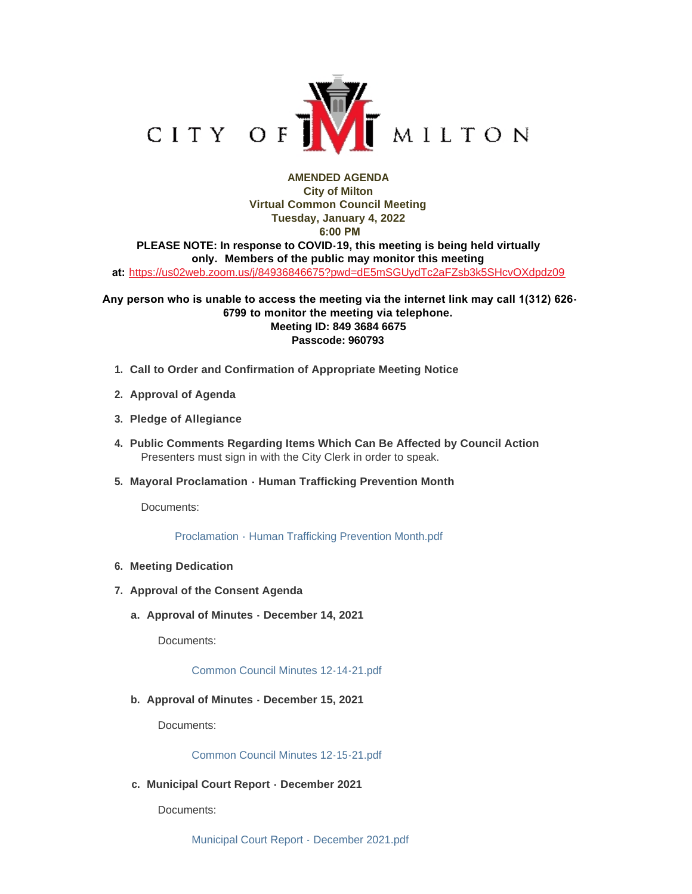CITY OF MILTON

**AMENDED AGENDA**
**City of Milton**
**Virtual Common Council Meeting**
**Tuesday, January 4, 2022**
**6:00 PM**

**PLEASE NOTE: In response to COVID-19, this meeting is being held virtually only. Members of the public may monitor this meeting at:** https://us02web.zoom.us/j/84936846675?pwd=dE5mSGUydTc2aFZsb3k5SHcvOXdpdz09

**Any person who is unable to access the meeting via the internet link may call 1(312) 626-6799 to monitor the meeting via telephone.**
**Meeting ID: 849 3684 6675**
**Passcode: 960793**

1. **Call to Order and Confirmation of Appropriate Meeting Notice**
2. **Approval of Agenda**
3. **Pledge of Allegiance**
4. **Public Comments Regarding Items Which Can Be Affected by Council Action**
   Presenters must sign in with the City Clerk in order to speak.
5. **Mayoral Proclamation - Human Trafficking Prevention Month**

   Documents:

   Proclamation - Human Trafficking Prevention Month.pdf

6. **Meeting Dedication**
7. **Approval of the Consent Agenda**
   a. **Approval of Minutes - December 14, 2021**

      Documents:

      Common Council Minutes 12-14-21.pdf

   b. **Approval of Minutes - December 15, 2021**

      Documents:

      Common Council Minutes 12-15-21.pdf

   c. **Municipal Court Report - December 2021**

      Documents:

      Municipal Court Report - December 2021.pdf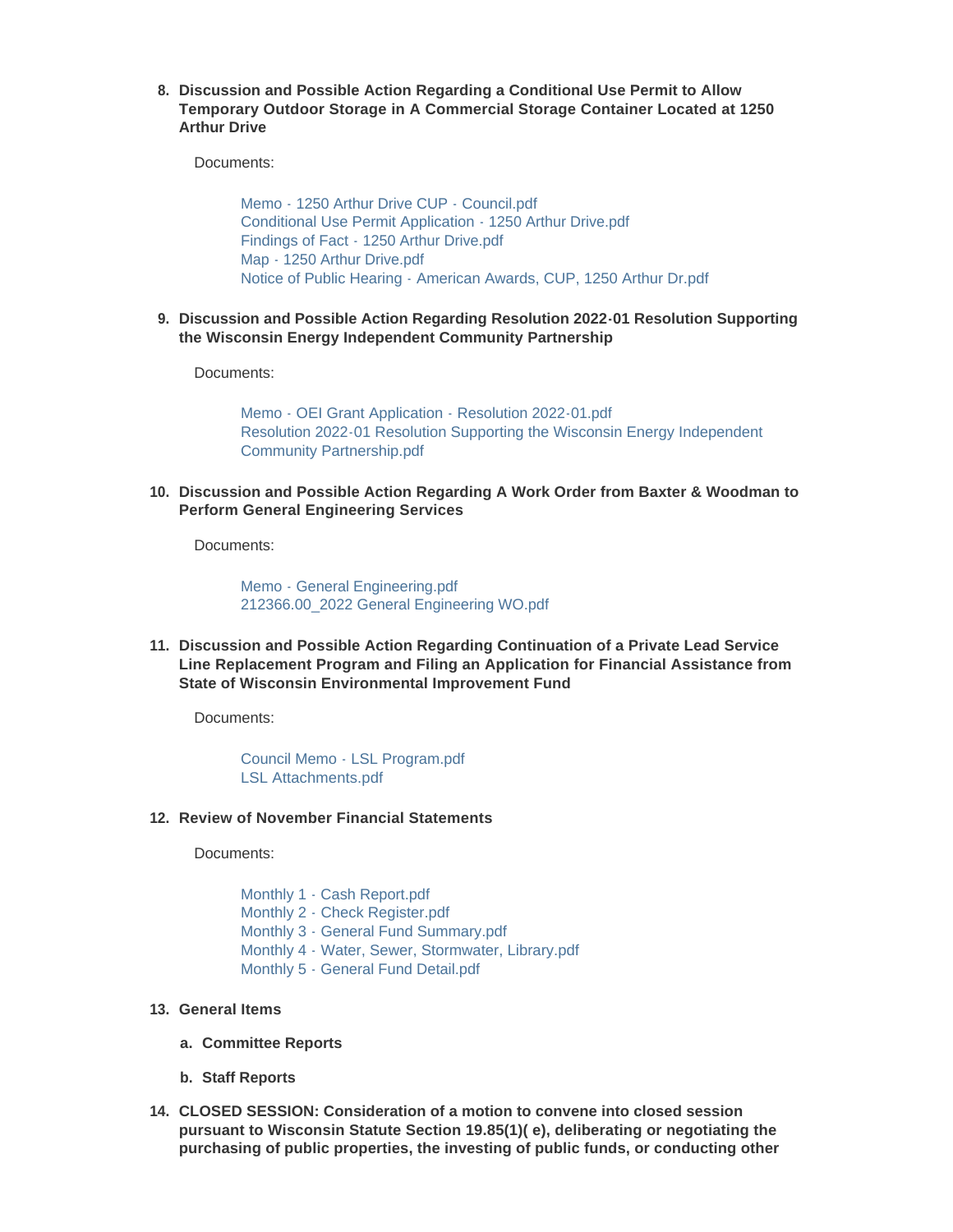8. **Discussion and Possible Action Regarding a Conditional Use Permit to Allow Temporary Outdoor Storage in A Commercial Storage Container Located at 1250 Arthur Drive**

   Documents:

   - Memo - 1250 Arthur Drive CUP - Council.pdf
   - Conditional Use Permit Application - 1250 Arthur Drive.pdf
   - Findings of Fact - 1250 Arthur Drive.pdf
   - Map - 1250 Arthur Drive.pdf
   - Notice of Public Hearing - American Awards, CUP, 1250 Arthur Dr.pdf

9. **Discussion and Possible Action Regarding Resolution 2022-01 Resolution Supporting the Wisconsin Energy Independent Community Partnership**

   Documents:

   - Memo - OEI Grant Application - Resolution 2022-01.pdf
   - Resolution 2022-01 Resolution Supporting the Wisconsin Energy Independent Community Partnership.pdf

10. **Discussion and Possible Action Regarding A Work Order from Baxter & Woodman to Perform General Engineering Services**

    Documents:

    - Memo - General Engineering.pdf
    - 212366.00_2022 General Engineering WO.pdf

11. **Discussion and Possible Action Regarding Continuation of a Private Lead Service Line Replacement Program and Filing an Application for Financial Assistance from State of Wisconsin Environmental Improvement Fund**

    Documents:

    - Council Memo - LSL Program.pdf
    - LSL Attachments.pdf

12. **Review of November Financial Statements**

    Documents:

    - Monthly 1 - Cash Report.pdf
    - Monthly 2 - Check Register.pdf
    - Monthly 3 - General Fund Summary.pdf
    - Monthly 4 - Water, Sewer, Stormwater, Library.pdf
    - Monthly 5 - General Fund Detail.pdf

13. **General Items**

    a. **Committee Reports**

    b. **Staff Reports**

14. **CLOSED SESSION: Consideration of a motion to convene into closed session pursuant to Wisconsin Statute Section 19.85(1)( e), deliberating or negotiating the purchasing of public properties, the investing of public funds, or conducting other**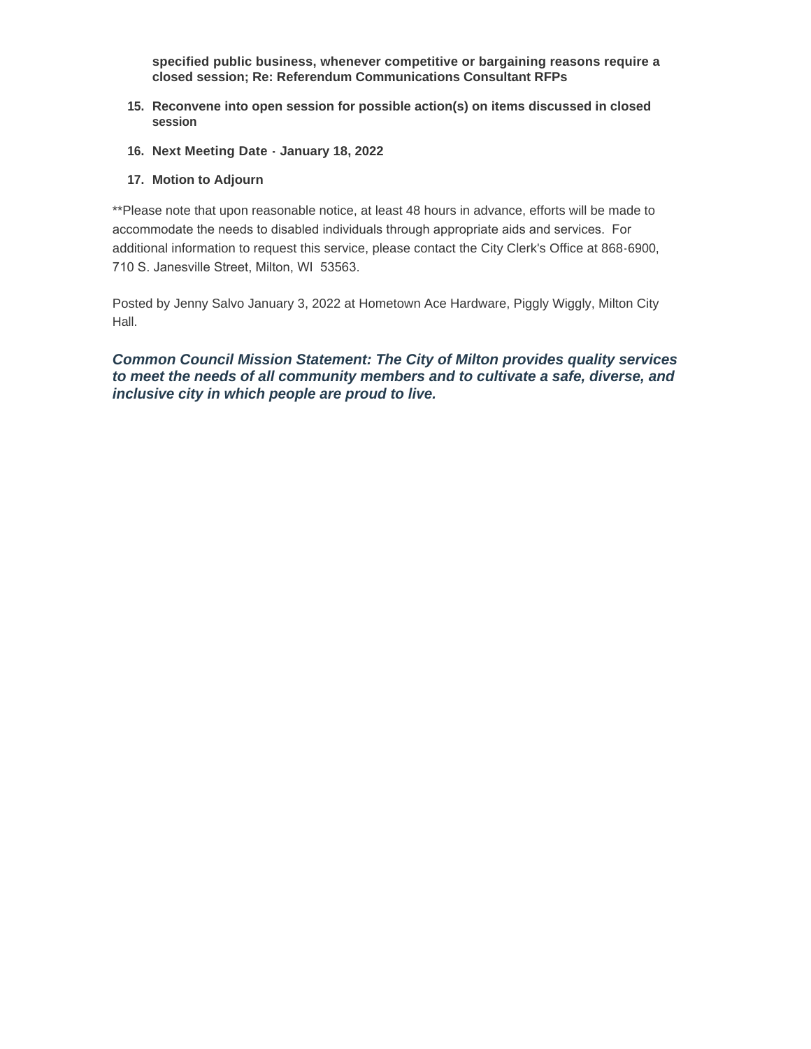**specified public business, whenever competitive or bargaining reasons require a closed session; Re: Referendum Communications Consultant RFPs**

15. **Reconvene into open session for possible action(s) on items discussed in closed session**

16. **Next Meeting Date - January 18, 2022**

17. **Motion to Adjourn**

**Please note that upon reasonable notice, at least 48 hours in advance, efforts will be made to accommodate the needs to disabled individuals through appropriate aids and services. For additional information to request this service, please contact the City Clerk's Office at 868-6900, 710 S. Janesville Street, Milton, WI 53563.

Posted by Jenny Salvo January 3, 2022 at Hometown Ace Hardware, Piggly Wiggly, Milton City Hall.

***Common Council Mission Statement: The City of Milton provides quality services to meet the needs of all community members and to cultivate a safe, diverse, and inclusive city in which people are proud to live.***